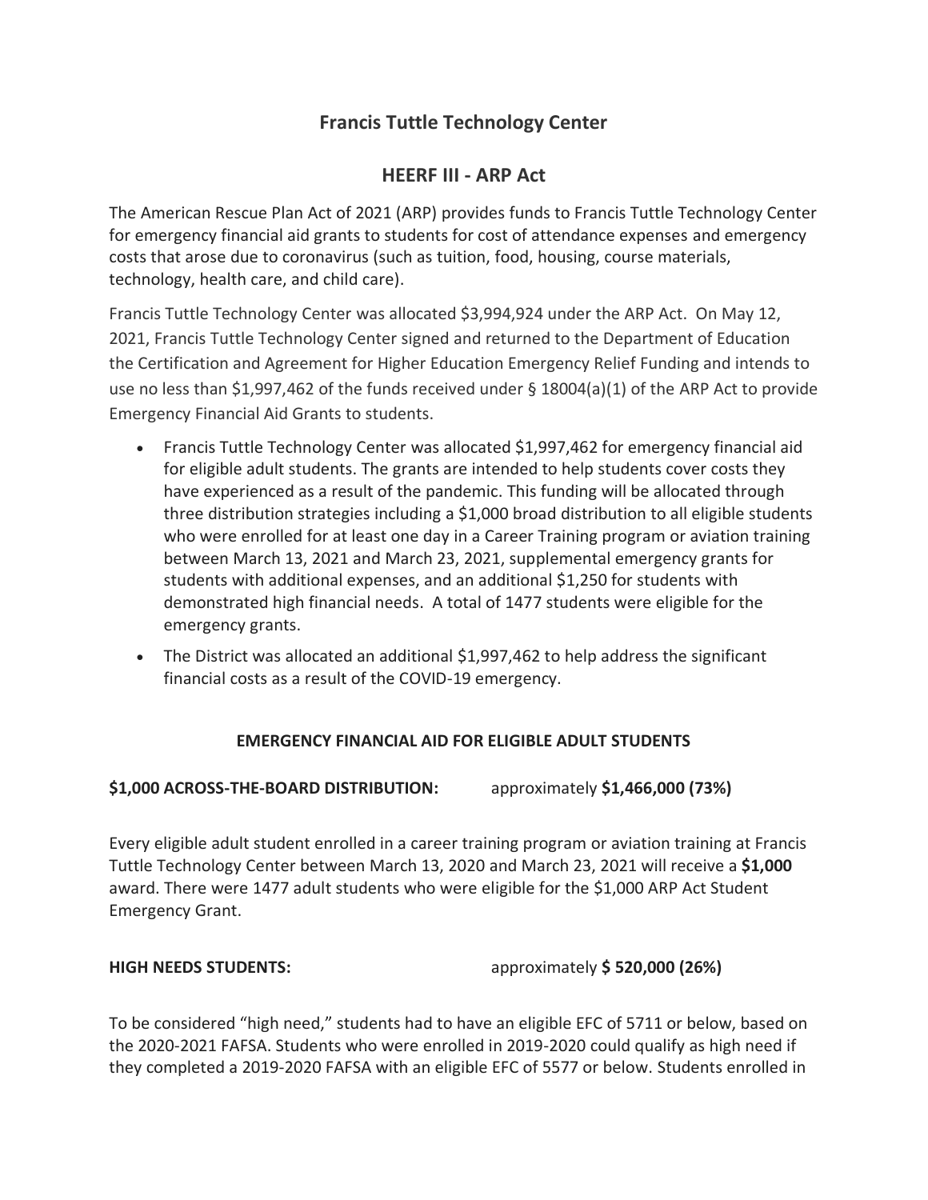# Francis Tuttle Technology Center

## HEERF III - ARP Act

The American Rescue Plan Act of 2021 (ARP) provides funds to Francis Tuttle Technology Center for emergency financial aid grants to students for cost of attendance expenses and emergency costs that arose due to coronavirus (such as tuition, food, housing, course materials, technology, health care, and child care).

Francis Tuttle Technology Center was allocated $3,994,924 under the ARP Act. On May 12, 2021, Francis Tuttle Technology Center signed and returned to the Department of Education the Certification and Agreement for Higher Education Emergency Relief Funding and intends to use no less than $1,997,462 of the funds received under § 18004(a)(1) of the ARP Act to provide Emergency Financial Aid Grants to students.

- Francis Tuttle Technology Center was allocated $1,997,462 for emergency financial aid for eligible adult students. The grants are intended to help students cover costs they have experienced as a result of the pandemic. This funding will be allocated through three distribution strategies including a $1,000 broad distribution to all eligible students who were enrolled for at least one day in a Career Training program or aviation training between March 13, 2021 and March 23, 2021, supplemental emergency grants for students with additional expenses, and an additional $1,250 for students with demonstrated high financial needs. A total of 1477 students were eligible for the emergency grants.
- The District was allocated an additional $1,997,462 to help address the significant financial costs as a result of the COVID-19 emergency.

### EMERGENCY FINANCIAL AID FOR ELIGIBLE ADULT STUDENTS

**$1,000 ACROSS-THE-BOARD DISTRIBUTION:** approximately **$1,466,000 (73%)**

Every eligible adult student enrolled in a career training program or aviation training at Francis Tuttle Technology Center between March 13, 2020 and March 23, 2021 will receive a **$1,000** award. There were 1477 adult students who were eligible for the $1,000 ARP Act Student Emergency Grant.

**HIGH NEEDS STUDENTS:** approximately **$ 520,000 (26%)**

To be considered "high need," students had to have an eligible EFC of 5711 or below, based on the 2020-2021 FAFSA. Students who were enrolled in 2019-2020 could qualify as high need if they completed a 2019-2020 FAFSA with an eligible EFC of 5577 or below. Students enrolled in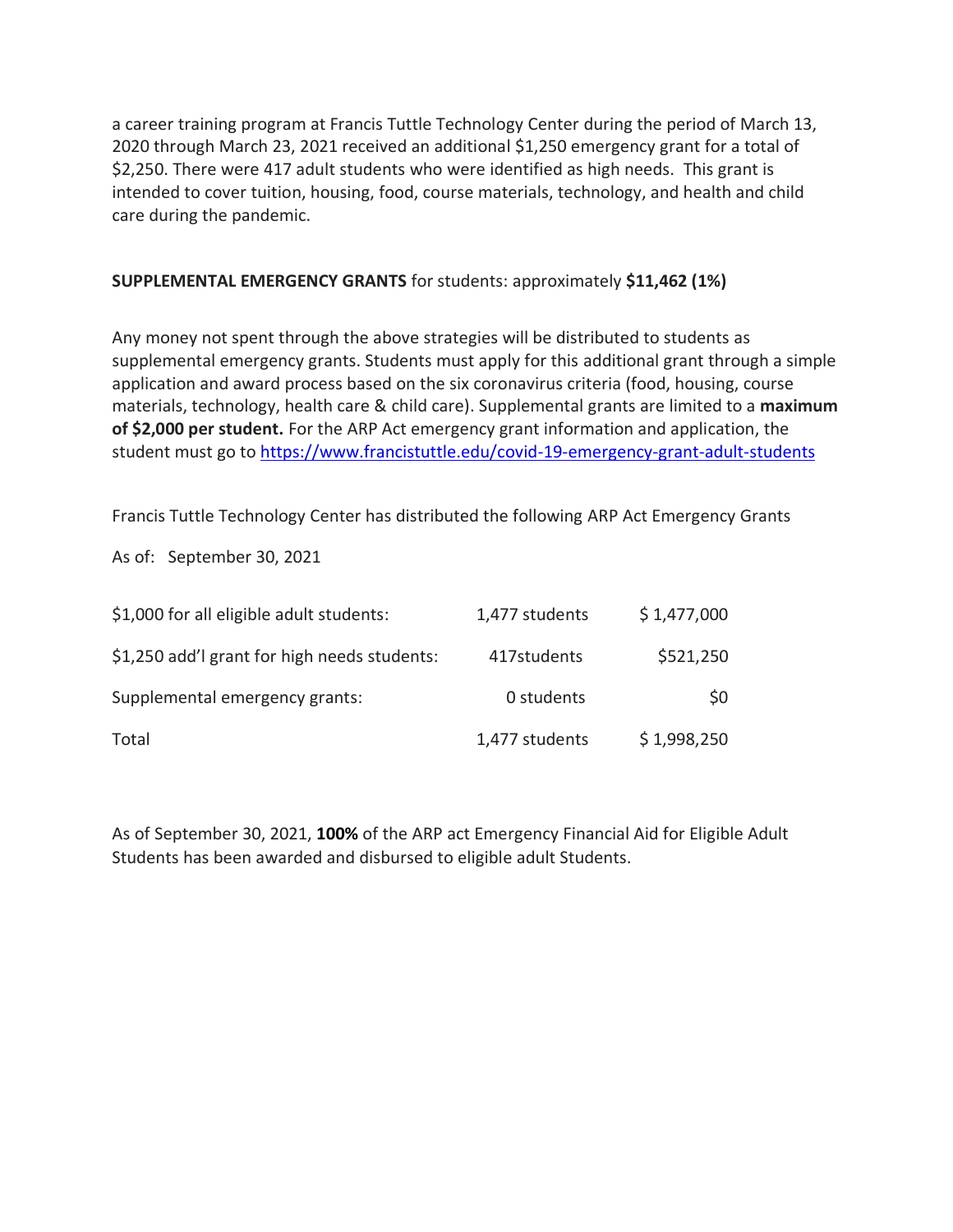a career training program at Francis Tuttle Technology Center during the period of March 13, 2020 through March 23, 2021 received an additional $1,250 emergency grant for a total of $2,250. There were 417 adult students who were identified as high needs. This grant is intended to cover tuition, housing, food, course materials, technology, and health and child care during the pandemic.

**SUPPLEMENTAL EMERGENCY GRANTS** for students: approximately **$11,462 (1%)**

Any money not spent through the above strategies will be distributed to students as supplemental emergency grants. Students must apply for this additional grant through a simple application and award process based on the six coronavirus criteria (food, housing, course materials, technology, health care & child care). Supplemental grants are limited to a **maximum of $2,000 per student.** For the ARP Act emergency grant information and application, the student must go to https://www.francistuttle.edu/covid-19-emergency-grant-adult-students

Francis Tuttle Technology Center has distributed the following ARP Act Emergency Grants

As of: September 30, 2021

| | | |
|---|---|---|
| $1,000 for all eligible adult students: | 1,477 students | $ 1,477,000 |
| $1,250 add'l grant for high needs students: | 417students | $521,250 |
| Supplemental emergency grants: | 0 students | $0 |
| Total | 1,477 students | $ 1,998,250 |

As of September 30, 2021, **100%** of the ARP act Emergency Financial Aid for Eligible Adult Students has been awarded and disbursed to eligible adult Students.